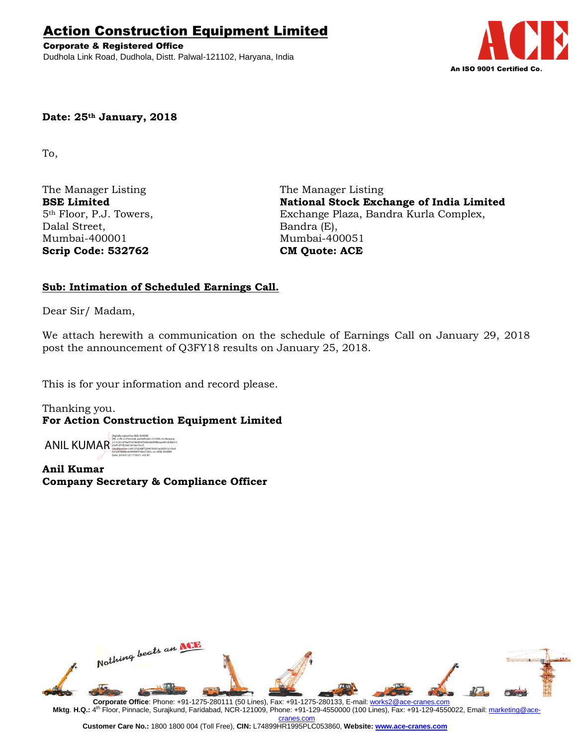# Action Construction Equipment Limited

**Corporate & Registered Office**
Dudhola Link Road, Dudhola, Distt. Palwal-121102, Haryana, India

An ISO 9001 Certified Co.

**Date: 25th January, 2018**

To,

The Manager Listing
**BSE Limited**
5th Floor, P.J. Towers,
Dalal Street,
Mumbai-400001
**Scrip Code: 532762**

The Manager Listing
**National Stock Exchange of India Limited**
Exchange Plaza, Bandra Kurla Complex,
Bandra (E),
Mumbai-400051
**CM Quote: ACE**

**Sub: Intimation of Scheduled Earnings Call.**

Dear Sir/ Madam,

We attach herewith a communication on the schedule of Earnings Call on January 29, 2018 post the announcement of Q3FY18 results on January 25, 2018.

This is for your information and record please.

Thanking you.
**For Action Construction Equipment Limited**

ANIL KUMAR

**Anil Kumar**
**Company Secretary & Compliance Officer**

Nothing beats an ACE

**Corporate Office**: Phone: +91-1275-280111 (50 Lines), Fax: +91-1275-280133, E-mail: works2@ace-cranes.com
**Mktg. H.Q.:** 4th Floor, Pinnacle, Surajkund, Faridabad, NCR-121009, Phone: +91-129-4550000 (100 Lines), Fax: +91-129-4550022, Email: marketing@ace-cranes.com
**Customer Care No.:** 1800 1800 004 (Toll Free), **CIN:** L74899HR1995PLC053860, **Website: www.ace-cranes.com**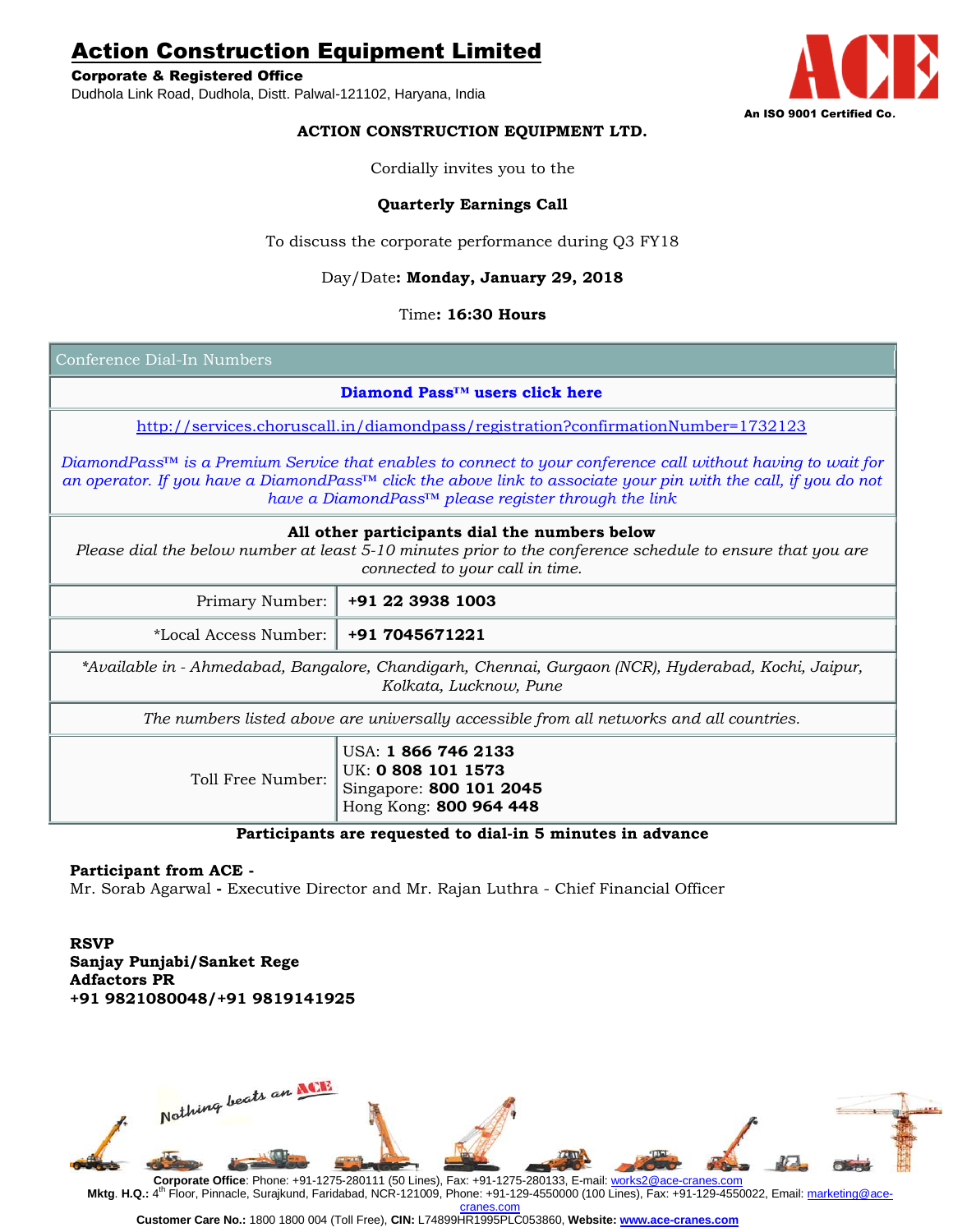# Action Construction Equipment Limited

**Corporate & Registered Office**
Dudhola Link Road, Dudhola, Distt. Palwal-121102, Haryana, India

ACE
An ISO 9001 Certified Co.

**ACTION CONSTRUCTION EQUIPMENT LTD.**

Cordially invites you to the

**Quarterly Earnings Call**

To discuss the corporate performance during Q3 FY18

Day/Date**: Monday, January 29, 2018**

Time**: 16:30 Hours**

| Conference Dial-In Numbers | |
|---|---|
| **Diamond Pass™ users click here** | |
| http://services.choruscall.in/diamondpass/registration?confirmationNumber=1732123 *DiamondPass™ is a Premium Service that enables to connect to your conference call without having to wait for an operator. If you have a DiamondPass™ click the above link to associate your pin with the call, if you do not have a DiamondPass™ please register through the link* | |
| **All other participants dial the numbers below** *Please dial the below number at least 5-10 minutes prior to the conference schedule to ensure that you are connected to your call in time.* | |
| Primary Number: | **+91 22 3938 1003** |
| *Local Access Number: | **+91 7045671221** |
| *\*Available in - Ahmedabad, Bangalore, Chandigarh, Chennai, Gurgaon (NCR), Hyderabad, Kochi, Jaipur, Kolkata, Lucknow, Pune* | |
| *The numbers listed above are universally accessible from all networks and all countries.* | |
| Toll Free Number: | USA: **1 866 746 2133** UK: **0 808 101 1573** Singapore: **800 101 2045** Hong Kong: **800 964 448** |

**Participants are requested to dial-in 5 minutes in advance**

**Participant from ACE -**
Mr. Sorab Agarwal **-** Executive Director and Mr. Rajan Luthra - Chief Financial Officer

**RSVP**
**Sanjay Punjabi/Sanket Rege**
**Adfactors PR**
**+91 9821080048/+91 9819141925**

Nothing beats an ACE

**Corporate Office**: Phone: +91-1275-280111 (50 Lines), Fax: +91-1275-280133, E-mail: works2@ace-cranes.com
**Mktg. H.Q.:** 4th Floor, Pinnacle, Surajkund, Faridabad, NCR-121009, Phone: +91-129-4550000 (100 Lines), Fax: +91-129-4550022, Email: marketing@ace-cranes.com
**Customer Care No.:** 1800 1800 004 (Toll Free), **CIN:** L74899HR1995PLC053860, **Website: www.ace-cranes.com**